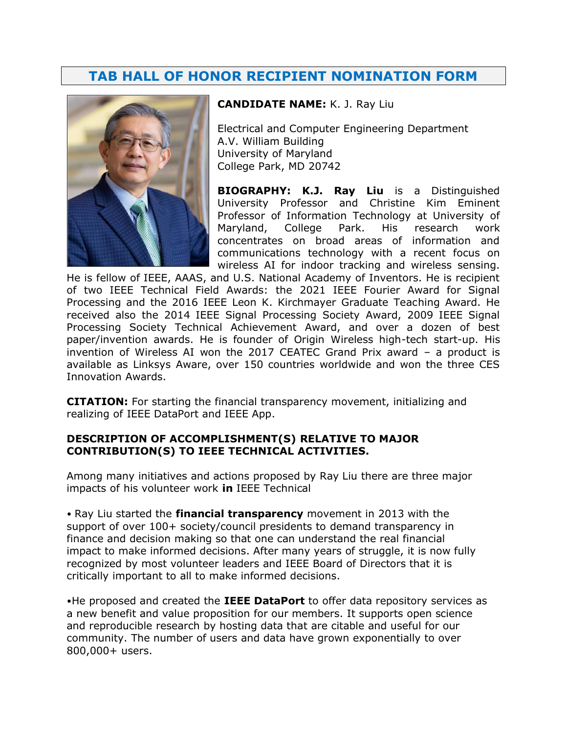# TAB HALL OF HONOR RECIPIENT NOMINATION FORM

**CANDIDATE NAME:** K. J. Ray Liu

Electrical and Computer Engineering Department
A.V. William Building
University of Maryland
College Park, MD 20742

**BIOGRAPHY: K.J. Ray Liu** is a Distinguished University Professor and Christine Kim Eminent Professor of Information Technology at University of Maryland, College Park. His research work concentrates on broad areas of information and communications technology with a recent focus on wireless AI for indoor tracking and wireless sensing. He is fellow of IEEE, AAAS, and U.S. National Academy of Inventors. He is recipient of two IEEE Technical Field Awards: the 2021 IEEE Fourier Award for Signal Processing and the 2016 IEEE Leon K. Kirchmayer Graduate Teaching Award. He received also the 2014 IEEE Signal Processing Society Award, 2009 IEEE Signal Processing Society Technical Achievement Award, and over a dozen of best paper/invention awards. He is founder of Origin Wireless high-tech start-up. His invention of Wireless AI won the 2017 CEATEC Grand Prix award – a product is available as Linksys Aware, over 150 countries worldwide and won the three CES Innovation Awards.

**CITATION:** For starting the financial transparency movement, initializing and realizing of IEEE DataPort and IEEE App.

**DESCRIPTION OF ACCOMPLISHMENT(S) RELATIVE TO MAJOR CONTRIBUTION(S) TO IEEE TECHNICAL ACTIVITIES.**

Among many initiatives and actions proposed by Ray Liu there are three major impacts of his volunteer work **in** IEEE Technical

- Ray Liu started the **financial transparency** movement in 2013 with the support of over 100+ society/council presidents to demand transparency in finance and decision making so that one can understand the real financial impact to make informed decisions. After many years of struggle, it is now fully recognized by most volunteer leaders and IEEE Board of Directors that it is critically important to all to make informed decisions.

- He proposed and created the **IEEE DataPort** to offer data repository services as a new benefit and value proposition for our members. It supports open science and reproducible research by hosting data that are citable and useful for our community. The number of users and data have grown exponentially to over 800,000+ users.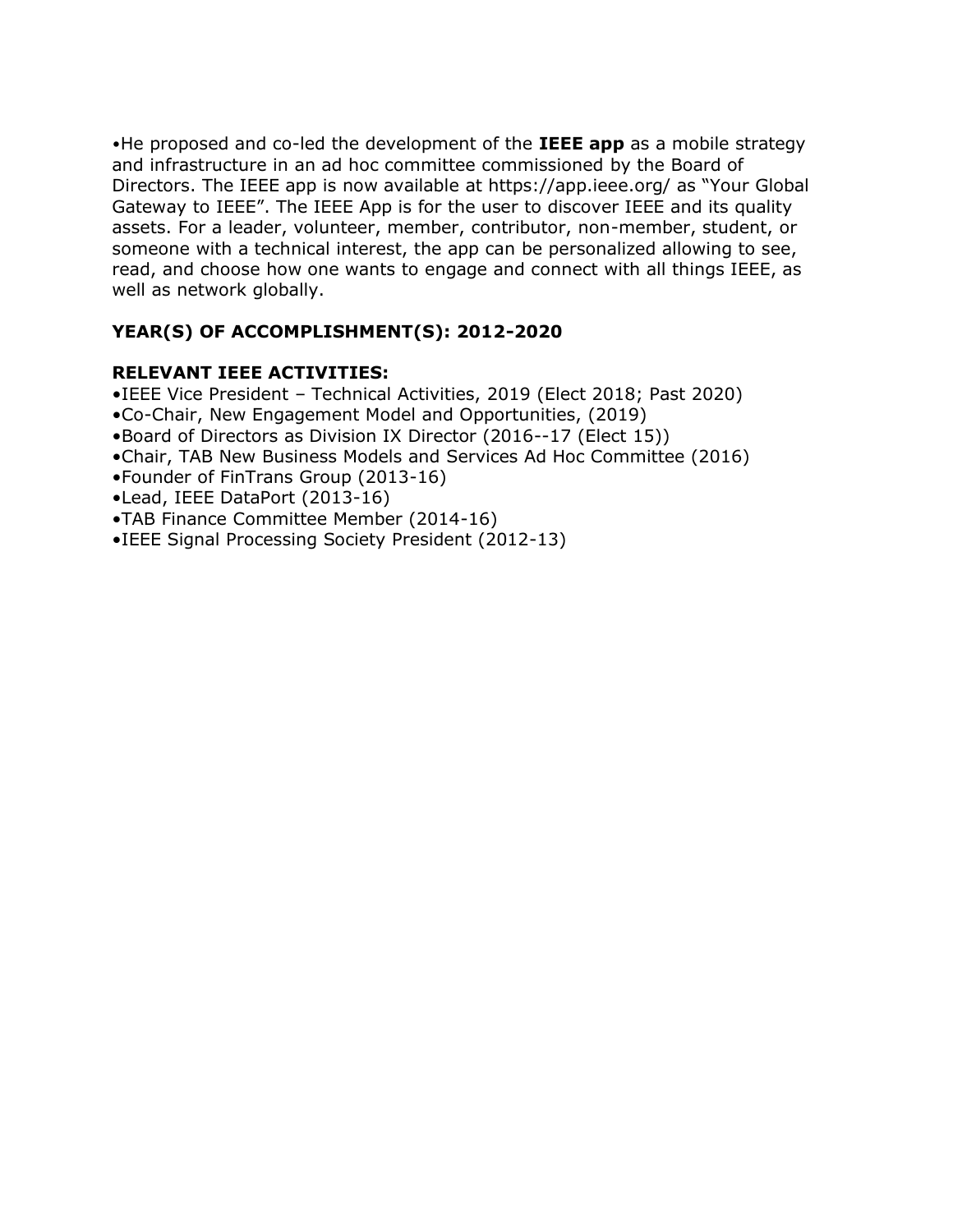•He proposed and co-led the development of the **IEEE app** as a mobile strategy and infrastructure in an ad hoc committee commissioned by the Board of Directors. The IEEE app is now available at https://app.ieee.org/ as "Your Global Gateway to IEEE". The IEEE App is for the user to discover IEEE and its quality assets. For a leader, volunteer, member, contributor, non-member, student, or someone with a technical interest, the app can be personalized allowing to see, read, and choose how one wants to engage and connect with all things IEEE, as well as network globally.

**YEAR(S) OF ACCOMPLISHMENT(S): 2012-2020**

**RELEVANT IEEE ACTIVITIES:**

•IEEE Vice President – Technical Activities, 2019 (Elect 2018; Past 2020)
•Co-Chair, New Engagement Model and Opportunities, (2019)
•Board of Directors as Division IX Director (2016--17 (Elect 15))
•Chair, TAB New Business Models and Services Ad Hoc Committee (2016)
•Founder of FinTrans Group (2013-16)
•Lead, IEEE DataPort (2013-16)
•TAB Finance Committee Member (2014-16)
•IEEE Signal Processing Society President (2012-13)